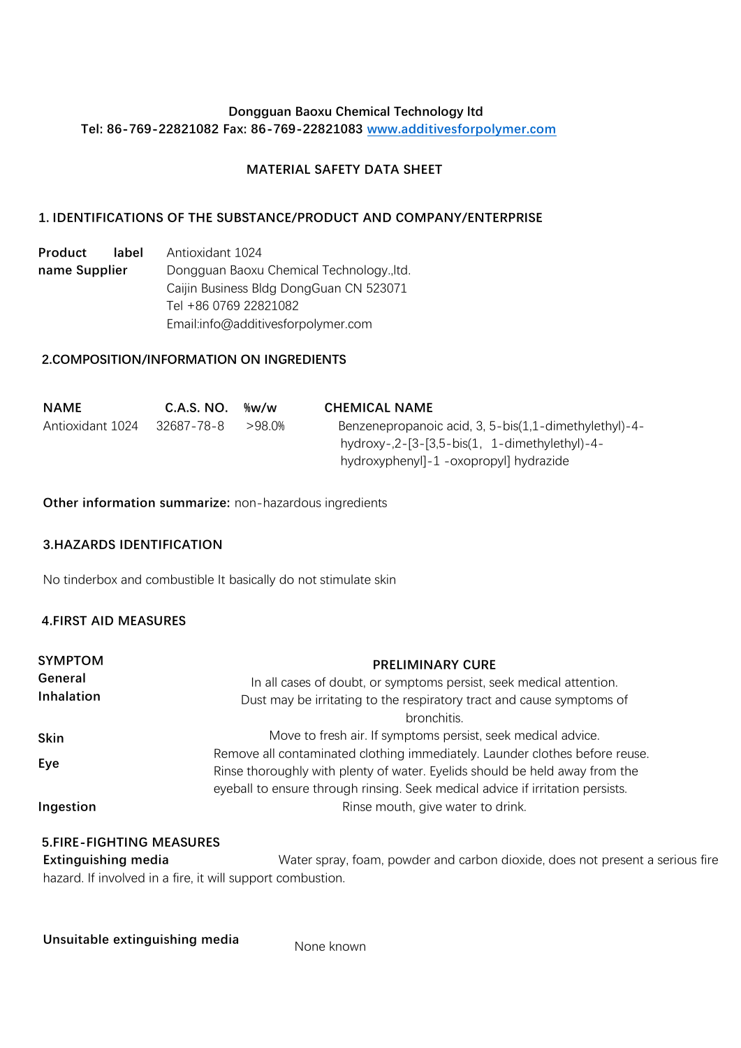**Dongguan Baoxu Chemical Technology ltd**

**Tel: 86-769-22821082 Fax: 86-769-22821083 [www.additivesforpolymer.com](http://www.additivesforpolymer.com)**

**MATERIAL SAFETY DATA SHEET**

## 1. IDENTIFICATIONS OF THE SUBSTANCE/PRODUCT AND COMPANY/ENTERPRISE

**Product label** Antioxidant 1024

**name Supplier** Dongguan Baoxu Chemical Technology.,ltd.
Caijin Business Bldg DongGuan CN 523071
Tel +86 0769 22821082
Email:info@additivesforpolymer.com

## 2.COMPOSITION/INFORMATION ON INGREDIENTS

| NAME | C.A.S. NO. | %w/w | CHEMICAL NAME |
| --- | --- | --- | --- |
| Antioxidant 1024 | 32687-78-8 | >98.0% | Benzenepropanoic acid, 3, 5-bis(1,1-dimethylethyl)-4-hydroxy-,2-[3-[3,5-bis(1, 1-dimethylethyl)-4-hydroxyphenyl]-1 -oxopropyl] hydrazide |

**Other information summarize:** non-hazardous ingredients

## 3.HAZARDS IDENTIFICATION

No tinderbox and combustible It basically do not stimulate skin

## 4.FIRST AID MEASURES

| SYMPTOM | PRELIMINARY CURE |
| --- | --- |
| General | In all cases of doubt, or symptoms persist, seek medical attention. |
| Inhalation | Dust may be irritating to the respiratory tract and cause symptoms of bronchitis. Move to fresh air. If symptoms persist, seek medical advice. |
| Skin | Remove all contaminated clothing immediately. Launder clothes before reuse. |
| Eye | Rinse thoroughly with plenty of water. Eyelids should be held away from the eyeball to ensure through rinsing. Seek medical advice if irritation persists. |
| Ingestion | Rinse mouth, give water to drink. |

## 5.FIRE-FIGHTING MEASURES

**Extinguishing media** Water spray, foam, powder and carbon dioxide, does not present a serious fire hazard. If involved in a fire, it will support combustion.

**Unsuitable extinguishing media** None known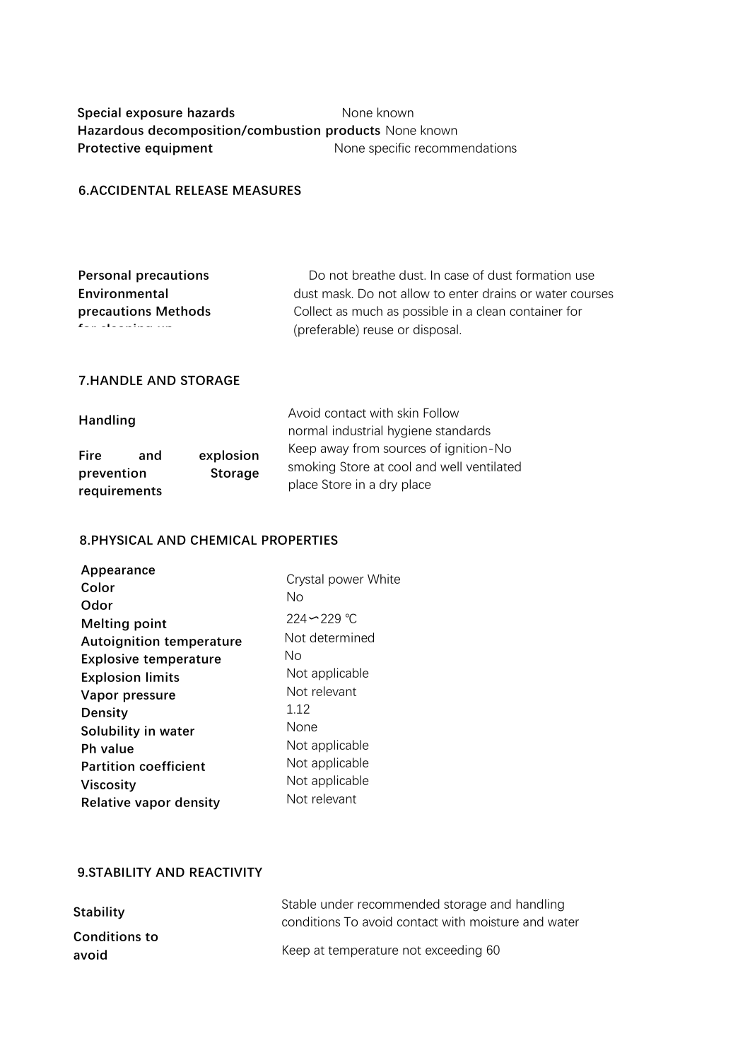**Special exposure hazards** None known
**Hazardous decomposition/combustion products** None known
**Protective equipment** None specific recommendations

## 6.ACCIDENTAL RELEASE MEASURES

| | |
|---|---|
| **Personal precautions Environmental precautions Methods for cleaning up** | Do not breathe dust. In case of dust formation use dust mask. Do not allow to enter drains or water courses Collect as much as possible in a clean container for (preferable) reuse or disposal. |

## 7.HANDLE AND STORAGE

| | |
|---|---|
| **Handling** | Avoid contact with skin Follow normal industrial hygiene standards |
| **Fire and explosion prevention Storage requirements** | Keep away from sources of ignition-No smoking Store at cool and well ventilated place Store in a dry place |

## 8.PHYSICAL AND CHEMICAL PROPERTIES

| | |
|---|---|
| **Appearance** | Crystal power White |
| **Color** | |
| **Odor** | No |
| **Melting point** | 224∽229 ℃ |
| **Autoignition temperature** | Not determined |
| **Explosive temperature** | No |
| **Explosion limits** | Not applicable |
| **Vapor pressure** | Not relevant |
| **Density** | 1.12 |
| **Solubility in water** | None |
| **Ph value** | Not applicable |
| **Partition coefficient** | Not applicable |
| **Viscosity** | Not applicable |
| **Relative vapor density** | Not relevant |

## 9.STABILITY AND REACTIVITY

| | |
|---|---|
| **Stability** | Stable under recommended storage and handling conditions To avoid contact with moisture and water |
| **Conditions to avoid** | Keep at temperature not exceeding 60 |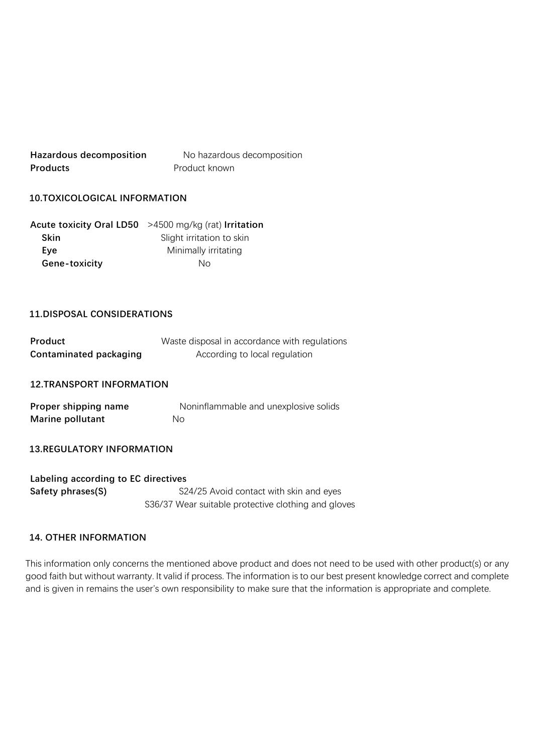**Hazardous decomposition** No hazardous decomposition
**Products** Product known

## 10.TOXICOLOGICAL INFORMATION

**Acute toxicity Oral LD50** >4500 mg/kg (rat) **Irritation**

| | |
|---|---|
| **Skin** | Slight irritation to skin |
| **Eye** | Minimally irritating |
| **Gene-toxicity** | No |

## 11.DISPOSAL CONSIDERATIONS

| | |
|---|---|
| **Product** | Waste disposal in accordance with regulations |
| **Contaminated packaging** | According to local regulation |

## 12.TRANSPORT INFORMATION

| | |
|---|---|
| **Proper shipping name** | Noninflammable and unexplosive solids |
| **Marine pollutant** | No |

## 13.REGULATORY INFORMATION

**Labeling according to EC directives**

**Safety phrases(S)** S24/25 Avoid contact with skin and eyes
S36/37 Wear suitable protective clothing and gloves

## 14. OTHER INFORMATION

This information only concerns the mentioned above product and does not need to be used with other product(s) or any good faith but without warranty. It valid if process. The information is to our best present knowledge correct and complete and is given in remains the user's own responsibility to make sure that the information is appropriate and complete.